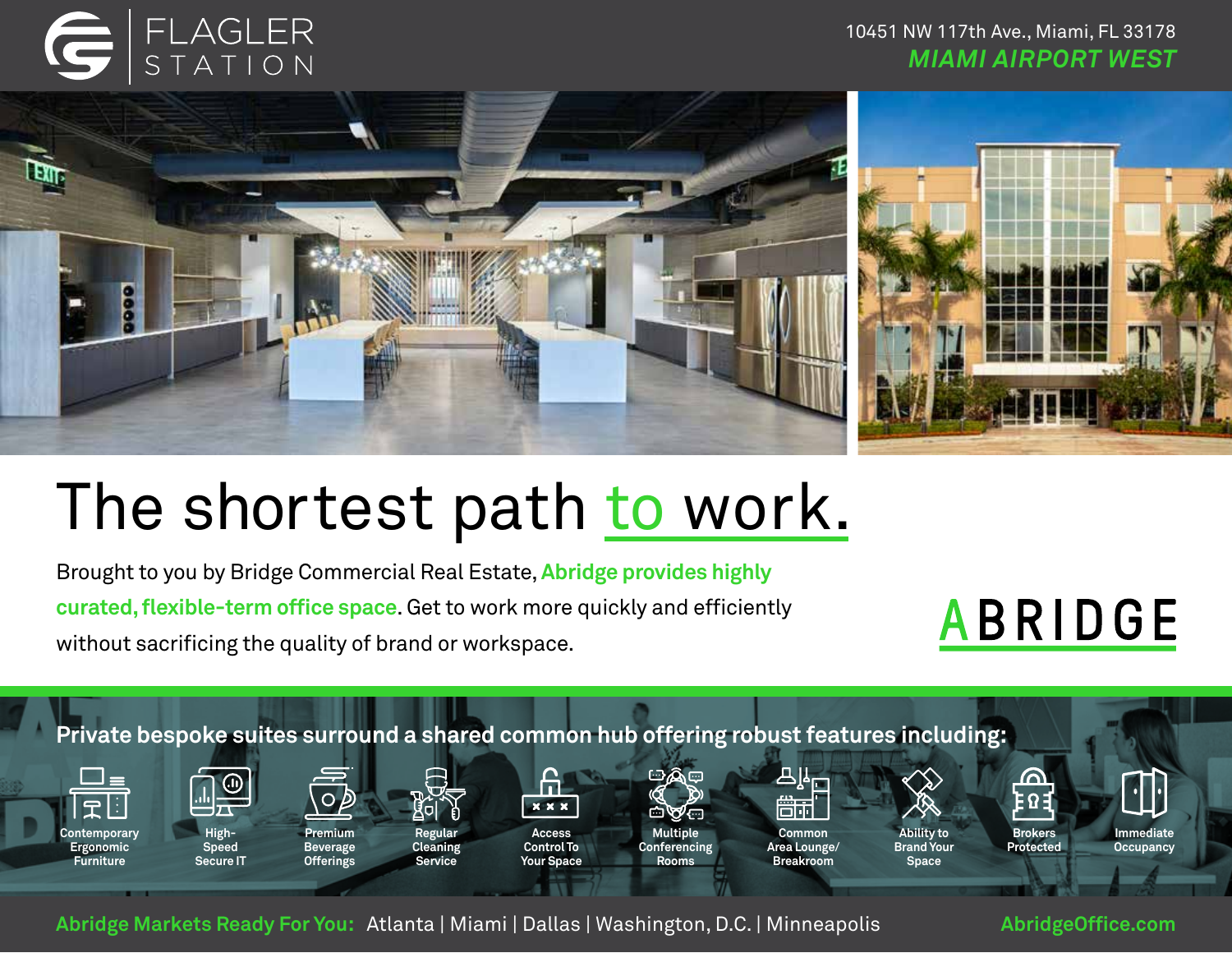# FLAGLER STATION

10451 NW 117th Ave., Miami, FL 33178

**MIAMI AIRPORT WEST**

# The shortest path to work.

Brought to you by Bridge Commercial Real Estate, **Abridge provides highly curated, flexible-term office space**. Get to work more quickly and efficiently without sacrificing the quality of brand or workspace.

ABRIDGE

## Private bespoke suites surround a shared common hub offering robust features including:

- Contemporary Ergonomic Furniture
- High-Speed Secure IT
- Premium Beverage Offerings
- Regular Cleaning Service
- Access Control To Your Space
- Multiple Conferencing Rooms
- Common Area Lounge/ Breakroom
- Ability to Brand Your Space
- Brokers Protected
- Immediate Occupancy

**Abridge Markets Ready For You:** Atlanta | Miami | Dallas | Washington, D.C. | Minneapolis

AbridgeOffice.com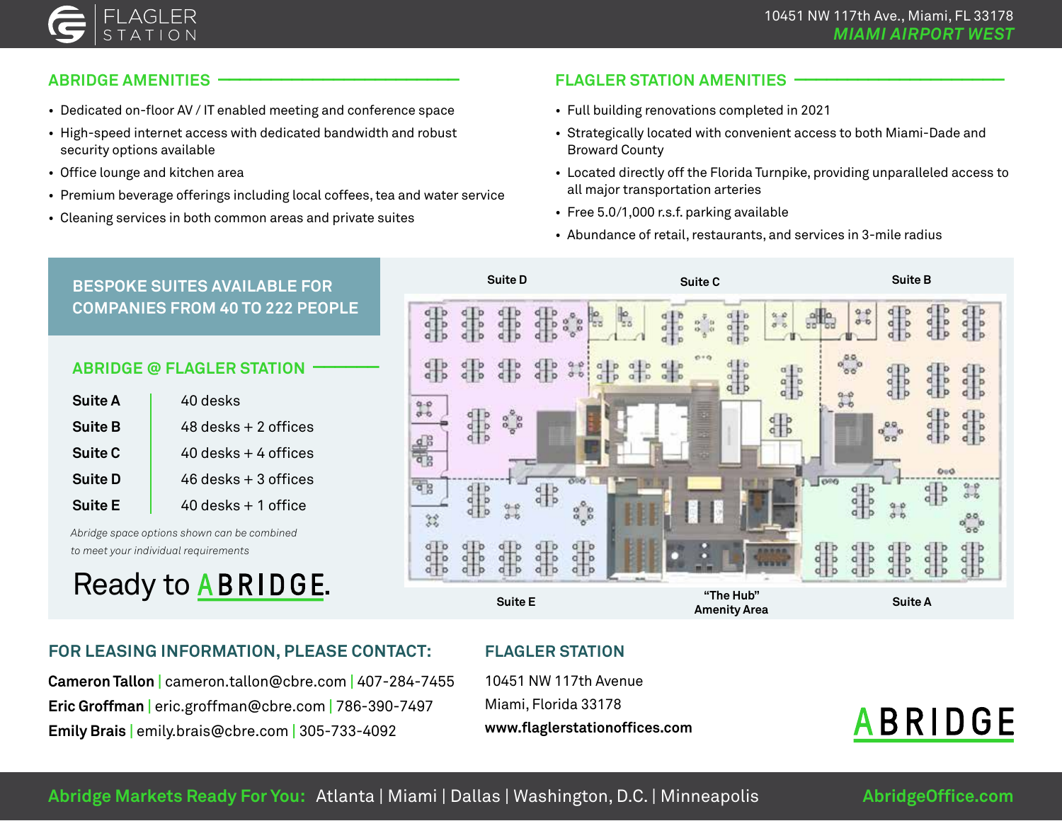# ABRIDGE AMENITIES

- Dedicated on-floor AV / IT enabled meeting and conference space
- High-speed internet access with dedicated bandwidth and robust security options available
- Office lounge and kitchen area
- Premium beverage offerings including local coffees, tea and water service
- Cleaning services in both common areas and private suites

# FLAGLER STATION AMENITIES

- Full building renovations completed in 2021
- Strategically located with convenient access to both Miami-Dade and Broward County
- Located directly off the Florida Turnpike, providing unparalleled access to all major transportation arteries
- Free 5.0/1,000 r.s.f. parking available
- Abundance of retail, restaurants, and services in 3-mile radius

## BESPOKE SUITES AVAILABLE FOR COMPANIES FROM 40 TO 222 PEOPLE

## ABRIDGE @ FLAGLER STATION

| | |
|---|---|
| **Suite A** | 40 desks |
| **Suite B** | 48 desks + 2 offices |
| **Suite C** | 40 desks + 4 offices |
| **Suite D** | 46 desks + 3 offices |
| **Suite E** | 40 desks + 1 office |

*Abridge space options shown can be combined to meet your individual requirements*

Ready to ABRIDGE.

Suite D
Suite C
Suite B
Suite E
"The Hub" Amenity Area
Suite A

## FOR LEASING INFORMATION, PLEASE CONTACT:

**Cameron Tallon** | cameron.tallon@cbre.com | 407-284-7455
**Eric Groffman** | eric.groffman@cbre.com | 786-390-7497
**Emily Brais** | emily.brais@cbre.com | 305-733-4092

## FLAGLER STATION

10451 NW 117th Avenue
Miami, Florida 33178
**www.flaglerstationoffices.com**

ABRIDGE

**Abridge Markets Ready For You:** Atlanta | Miami | Dallas | Washington, D.C. | Minneapolis

**AbridgeOffice.com**